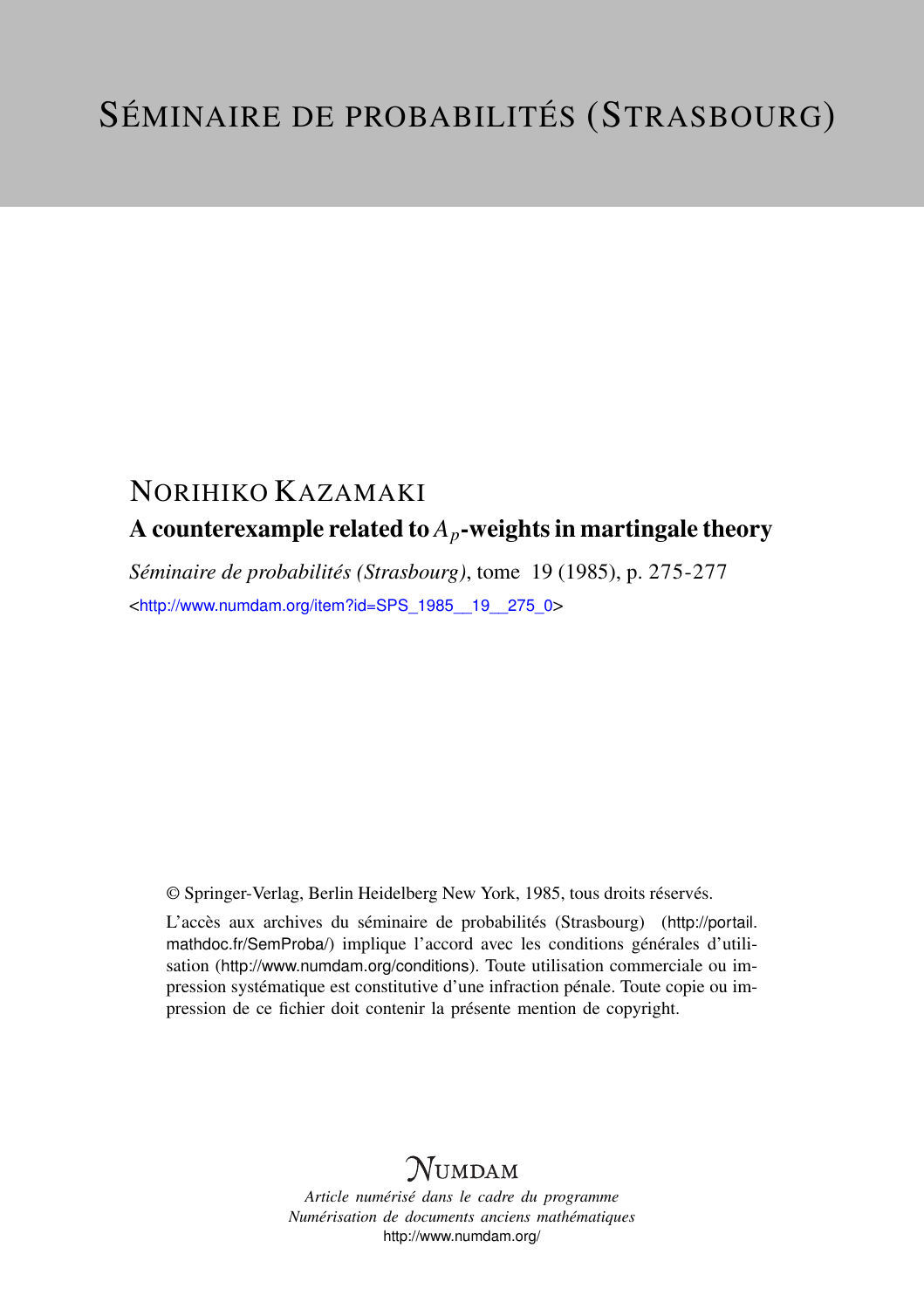# SÉMINAIRE DE PROBABILITÉS (STRASBOURG)

## NORIHIKO KAZAMAKI

### A counterexample related to $A_p$-weights in martingale theory

*Séminaire de probabilités (Strasbourg)*, tome 19 (1985), p. 275-277

<http://www.numdam.org/item?id=SPS_1985__19__275_0>

© Springer-Verlag, Berlin Heidelberg New York, 1985, tous droits réservés.

L'accès aux archives du séminaire de probabilités (Strasbourg) (http://portail.mathdoc.fr/SemProba/) implique l'accord avec les conditions générales d'utilisation (http://www.numdam.org/conditions). Toute utilisation commerciale ou impression systématique est constitutive d'une infraction pénale. Toute copie ou impression de ce fichier doit contenir la présente mention de copyright.

NUMDAM

*Article numérisé dans le cadre du programme*
*Numérisation de documents anciens mathématiques*
http://www.numdam.org/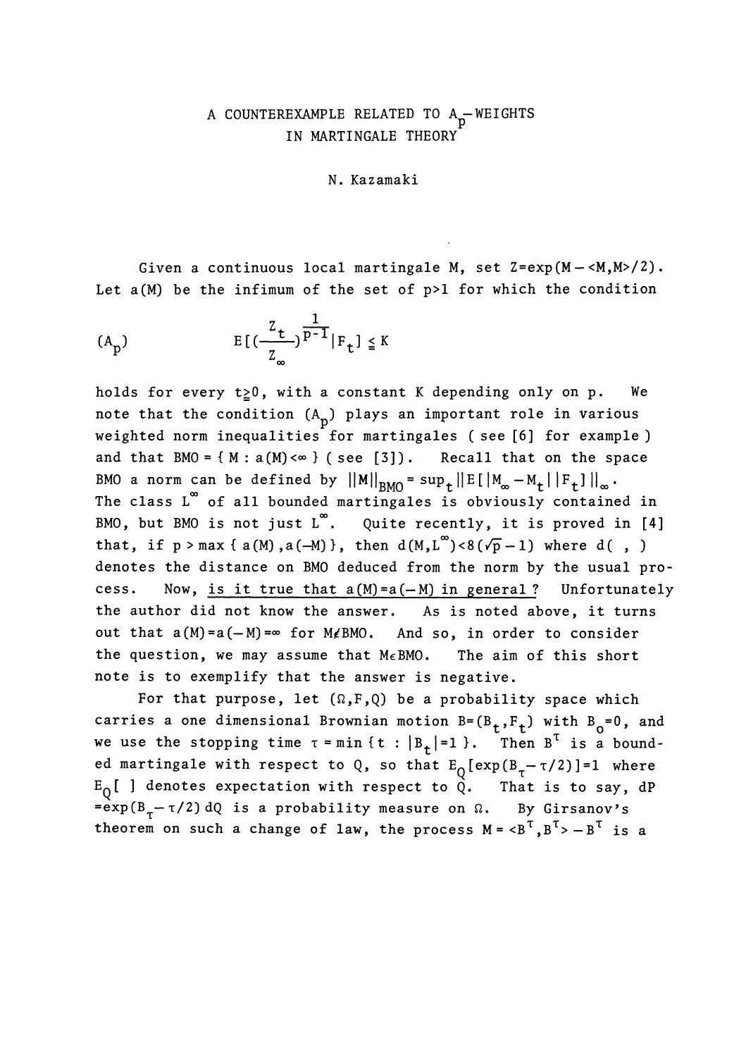# A COUNTEREXAMPLE RELATED TO $A_p$-WEIGHTS IN MARTINGALE THEORY

N. Kazamaki

Given a continuous local martingale M, set $Z=\exp(M-\langle M,M\rangle/2)$. Let $a(M)$ be the infimum of the set of $p>1$ for which the condition

$$(A_p) \qquad E[(\frac{Z_t}{Z_\infty})^{\frac{1}{p-1}}|F_t] \leqq K$$

holds for every $t\geqq 0$, with a constant K depending only on p. We note that the condition $(A_p)$ plays an important role in various weighted norm inequalities for martingales ( see [6] for example ) and that $BMO = \{ M : a(M)<\infty \}$ ( see [3]). Recall that on the space BMO a norm can be defined by $||M||_{BMO} = \sup_t ||E[|M_\infty - M_t||F_t]||_\infty$. The class $L^\infty$ of all bounded martingales is obviously contained in BMO, but BMO is not just $L^\infty$. Quite recently, it is proved in [4] that, if $p > \max\{ a(M), a(-M)\}$, then $d(M,L^\infty)<8(\sqrt{p}-1)$ where $d( \ , \ )$ denotes the distance on BMO deduced from the norm by the usual process. Now, <u>is it true that $a(M)=a(-M)$ in general ?</u> Unfortunately the author did not know the answer. As is noted above, it turns out that $a(M)=a(-M)=\infty$ for $M\notin BMO$. And so, in order to consider the question, we may assume that $M\in BMO$. The aim of this short note is to exemplify that the answer is negative.

For that purpose, let $(\Omega,F,Q)$ be a probability space which carries a one dimensional Brownian motion $B=(B_t,F_t)$ with $B_0=0$, and we use the stopping time $\tau = \min\{t : |B_t|=1\}$. Then $B^\tau$ is a bounded martingale with respect to Q, so that $E_Q[\exp(B_\tau - \tau/2)]=1$ where $E_Q[\ ]$ denotes expectation with respect to Q. That is to say, $dP = \exp(B_\tau - \tau/2)\,dQ$ is a probability measure on $\Omega$. By Girsanov's theorem on such a change of law, the process $M = \langle B^\tau, B^\tau\rangle - B^\tau$ is a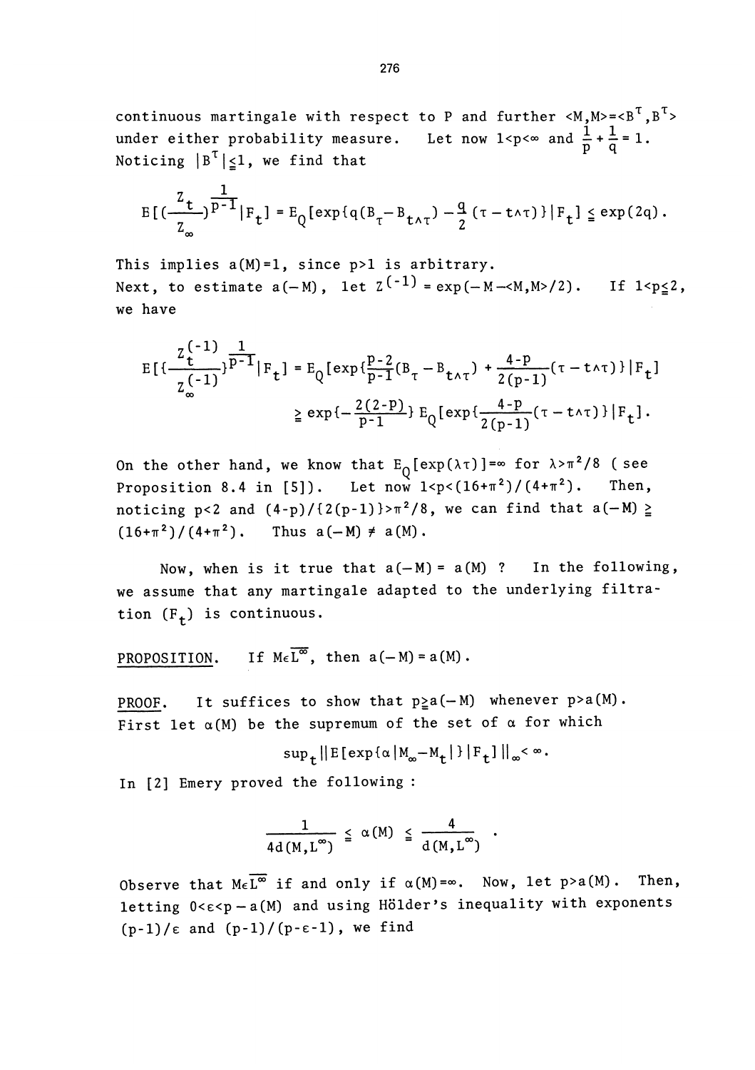continuous martingale with respect to P and further $\langle M,M\rangle = \langle B^\tau, B^\tau\rangle$ under either probability measure. Let now $1<p<\infty$ and $\frac{1}{p}+\frac{1}{q}=1$. Noticing $|B^\tau|\leqq 1$, we find that

$$E[(\frac{Z_t}{Z_\infty})^{\frac{1}{p-1}}|F_t] = E_Q[\exp\{q(B_\tau - B_{t\wedge\tau}) - \frac{q}{2}(\tau - t\wedge\tau)\}|F_t] \leqq \exp(2q).$$

This implies $a(M)=1$, since $p>1$ is arbitrary.
Next, to estimate $a(-M)$, let $Z^{(-1)} = \exp(-M-\langle M,M\rangle/2)$. If $1<p\leqq 2$, we have

$$E[\{\frac{Z_t^{(-1)}}{Z_\infty^{(-1)}}\}^{\frac{1}{p-1}}|F_t] = E_Q[\exp\{\frac{p-2}{p-1}(B_\tau - B_{t\wedge\tau}) + \frac{4-p}{2(p-1)}(\tau - t\wedge\tau)\}|F_t]$$

$$\geqq \exp\{-\frac{2(2-p)}{p-1}\} E_Q[\exp\{\frac{4-p}{2(p-1)}(\tau - t\wedge\tau)\}|F_t].$$

On the other hand, we know that $E_Q[\exp(\lambda\tau)]=\infty$ for $\lambda>\pi^2/8$ ( see Proposition 8.4 in [5]). Let now $1<p<(16+\pi^2)/(4+\pi^2)$. Then, noticing $p<2$ and $(4-p)/\{2(p-1)\}>\pi^2/8$, we can find that $a(-M)\geqq (16+\pi^2)/(4+\pi^2)$. Thus $a(-M)\neq a(M)$.

Now, when is it true that $a(-M)=a(M)$ ? In the following, we assume that any martingale adapted to the underlying filtration $(F_t)$ is continuous.

PROPOSITION. If $M\in\overline{L^\infty}$, then $a(-M)=a(M)$.

PROOF. It suffices to show that $p\geqq a(-M)$ whenever $p>a(M)$. First let $\alpha(M)$ be the supremum of the set of $\alpha$ for which

$$\sup_t \|E[\exp\{\alpha|M_\infty - M_t|\}|F_t]\|_\infty < \infty.$$

In [2] Emery proved the following :

$$\frac{1}{4d(M,L^\infty)} \leqq \alpha(M) \leqq \frac{4}{d(M,L^\infty)} .$$

Observe that $M\in\overline{L^\infty}$ if and only if $\alpha(M)=\infty$. Now, let $p>a(M)$. Then, letting $0<\varepsilon<p-a(M)$ and using Hölder's inequality with exponents $(p-1)/\varepsilon$ and $(p-1)/(p-\varepsilon-1)$, we find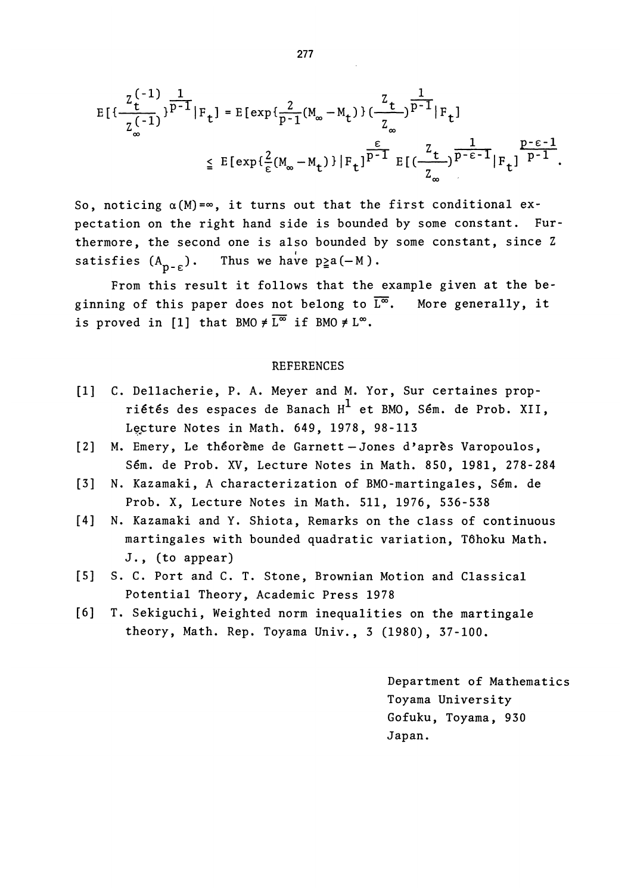$$E[\{\frac{Z_t^{(-1)}}{Z_\infty^{(-1)}}\}^{\frac{1}{p-1}}|F_t] = E[\exp\{\frac{2}{p-1}(M_\infty - M_t)\}(\frac{Z_t}{Z_\infty})^{\frac{1}{p-1}}|F_t]$$

$$\leqq E[\exp\{\frac{2}{\varepsilon}(M_\infty - M_t)\}|F_t]^{\frac{\varepsilon}{p-1}} E[(\frac{Z_t}{Z_\infty})^{\frac{1}{p-\varepsilon-1}}|F_t]^{\frac{p-\varepsilon-1}{p-1}}.$$

So, noticing $\alpha(M)=\infty$, it turns out that the first conditional expectation on the right hand side is bounded by some constant. Furthermore, the second one is also bounded by some constant, since $Z$ satisfies $(A_{p-\varepsilon})$. Thus we have $p \geqq a(-M)$.

From this result it follows that the example given at the beginning of this paper does not belong to $\overline{L^\infty}$. More generally, it is proved in [1] that $BMO \neq \overline{L^\infty}$ if $BMO \neq L^\infty$.

## REFERENCES

[1] C. Dellacherie, P. A. Meyer and M. Yor, Sur certaines propriétés des espaces de Banach $H^1$ et BMO, Sém. de Prob. XII, Lecture Notes in Math. 649, 1978, 98-113

[2] M. Emery, Le théorème de Garnett – Jones d'après Varopoulos, Sém. de Prob. XV, Lecture Notes in Math. 850, 1981, 278-284

[3] N. Kazamaki, A characterization of BMO-martingales, Sém. de Prob. X, Lecture Notes in Math. 511, 1976, 536-538

[4] N. Kazamaki and Y. Shiota, Remarks on the class of continuous martingales with bounded quadratic variation, Tôhoku Math. J., (to appear)

[5] S. C. Port and C. T. Stone, Brownian Motion and Classical Potential Theory, Academic Press 1978

[6] T. Sekiguchi, Weighted norm inequalities on the martingale theory, Math. Rep. Toyama Univ., 3 (1980), 37-100.

Department of Mathematics
Toyama University
Gofuku, Toyama, 930
Japan.